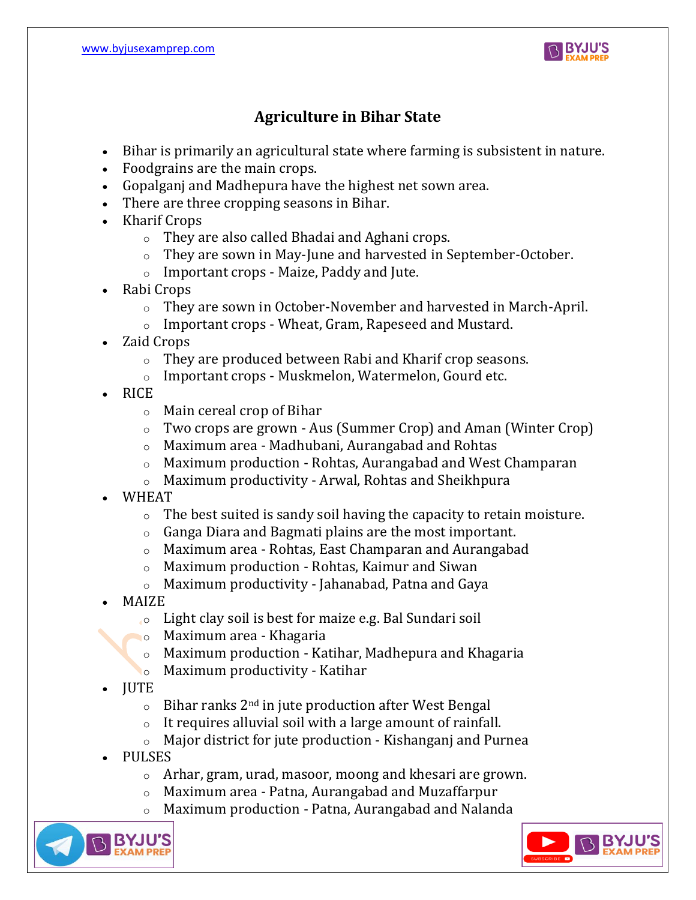# Agriculture in Bihar State

- Bihar is primarily an agricultural state where farming is subsistent in nature.
- Foodgrains are the main crops.
- Gopalganj and Madhepura have the highest net sown area.
- There are three cropping seasons in Bihar.
- Kharif Crops
    - They are also called Bhadai and Aghani crops.
    - They are sown in May-June and harvested in September-October.
    - Important crops - Maize, Paddy and Jute.
- Rabi Crops
    - They are sown in October-November and harvested in March-April.
    - Important crops - Wheat, Gram, Rapeseed and Mustard.
- Zaid Crops
    - They are produced between Rabi and Kharif crop seasons.
    - Important crops - Muskmelon, Watermelon, Gourd etc.
- RICE
    - Main cereal crop of Bihar
    - Two crops are grown - Aus (Summer Crop) and Aman (Winter Crop)
    - Maximum area - Madhubani, Aurangabad and Rohtas
    - Maximum production - Rohtas, Aurangabad and West Champaran
    - Maximum productivity - Arwal, Rohtas and Sheikhpura
- WHEAT
    - The best suited is sandy soil having the capacity to retain moisture.
    - Ganga Diara and Bagmati plains are the most important.
    - Maximum area - Rohtas, East Champaran and Aurangabad
    - Maximum production - Rohtas, Kaimur and Siwan
    - Maximum productivity - Jahanabad, Patna and Gaya
- MAIZE
    - Light clay soil is best for maize e.g. Bal Sundari soil
    - Maximum area - Khagaria
    - Maximum production - Katihar, Madhepura and Khagaria
    - Maximum productivity - Katihar
- JUTE
    - Bihar ranks 2nd in jute production after West Bengal
    - It requires alluvial soil with a large amount of rainfall.
    - Major district for jute production - Kishanganj and Purnea
- PULSES
    - Arhar, gram, urad, masoor, moong and khesari are grown.
    - Maximum area - Patna, Aurangabad and Muzaffarpur
    - Maximum production - Patna, Aurangabad and Nalanda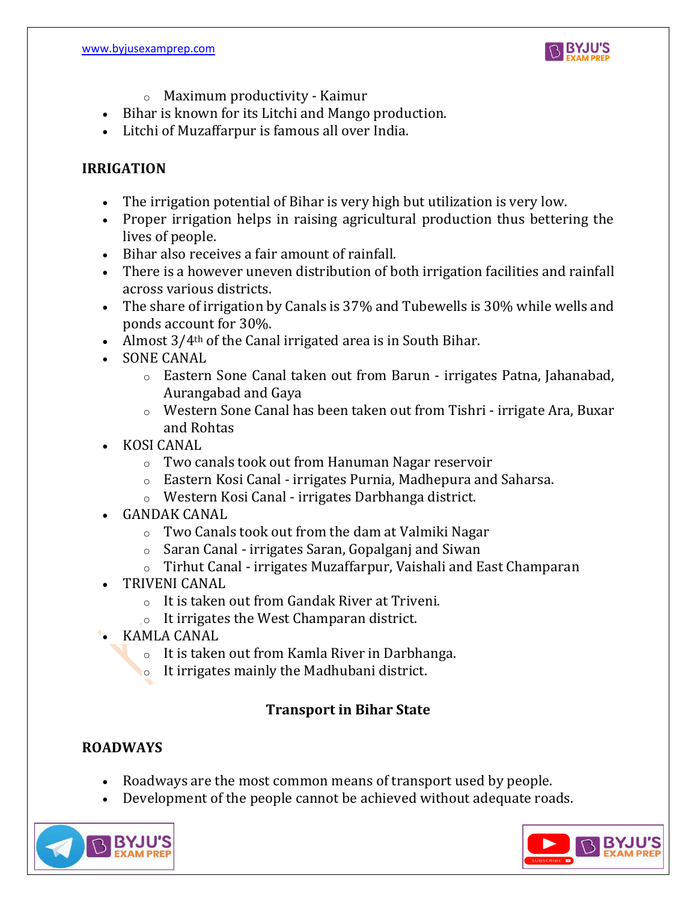- Maximum productivity - Kaimur

- Bihar is known for its Litchi and Mango production.
- Litchi of Muzaffarpur is famous all over India.

## IRRIGATION

- The irrigation potential of Bihar is very high but utilization is very low.
- Proper irrigation helps in raising agricultural production thus bettering the lives of people.
- Bihar also receives a fair amount of rainfall.
- There is a however uneven distribution of both irrigation facilities and rainfall across various districts.
- The share of irrigation by Canals is 37% and Tubewells is 30% while wells and ponds account for 30%.
- Almost 3/4th of the Canal irrigated area is in South Bihar.
- SONE CANAL
  - Eastern Sone Canal taken out from Barun - irrigates Patna, Jahanabad, Aurangabad and Gaya
  - Western Sone Canal has been taken out from Tishri - irrigate Ara, Buxar and Rohtas
- KOSI CANAL
  - Two canals took out from Hanuman Nagar reservoir
  - Eastern Kosi Canal - irrigates Purnia, Madhepura and Saharsa.
  - Western Kosi Canal - irrigates Darbhanga district.
- GANDAK CANAL
  - Two Canals took out from the dam at Valmiki Nagar
  - Saran Canal - irrigates Saran, Gopalganj and Siwan
  - Tirhut Canal - irrigates Muzaffarpur, Vaishali and East Champaran
- TRIVENI CANAL
  - It is taken out from Gandak River at Triveni.
  - It irrigates the West Champaran district.
- KAMLA CANAL
  - It is taken out from Kamla River in Darbhanga.
  - It irrigates mainly the Madhubani district.

# Transport in Bihar State

## ROADWAYS

- Roadways are the most common means of transport used by people.
- Development of the people cannot be achieved without adequate roads.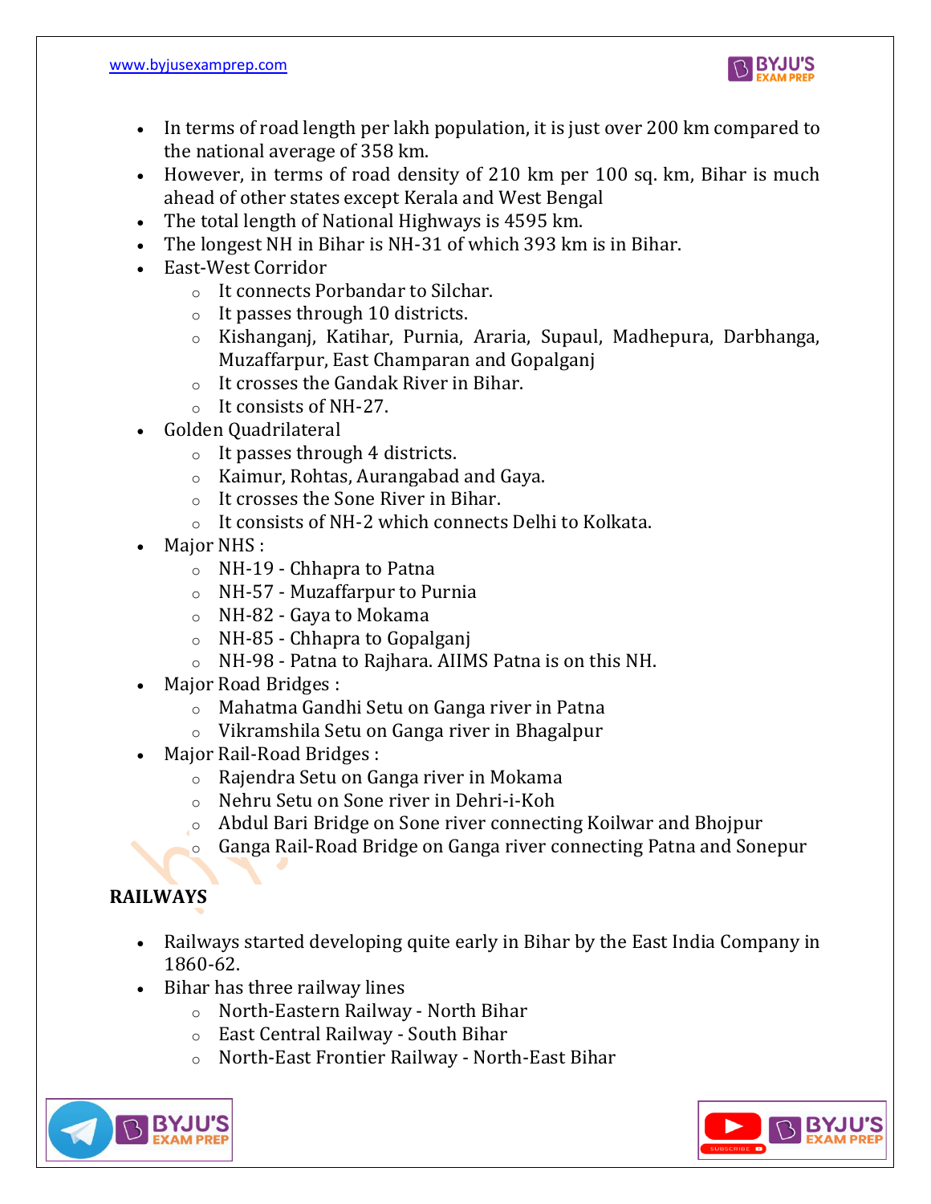- In terms of road length per lakh population, it is just over 200 km compared to the national average of 358 km.
- However, in terms of road density of 210 km per 100 sq. km, Bihar is much ahead of other states except Kerala and West Bengal
- The total length of National Highways is 4595 km.
- The longest NH in Bihar is NH-31 of which 393 km is in Bihar.
- East-West Corridor
    - It connects Porbandar to Silchar.
    - It passes through 10 districts.
    - Kishanganj, Katihar, Purnia, Araria, Supaul, Madhepura, Darbhanga, Muzaffarpur, East Champaran and Gopalganj
    - It crosses the Gandak River in Bihar.
    - It consists of NH-27.
- Golden Quadrilateral
    - It passes through 4 districts.
    - Kaimur, Rohtas, Aurangabad and Gaya.
    - It crosses the Sone River in Bihar.
    - It consists of NH-2 which connects Delhi to Kolkata.
- Major NHS :
    - NH-19 - Chhapra to Patna
    - NH-57 - Muzaffarpur to Purnia
    - NH-82 - Gaya to Mokama
    - NH-85 - Chhapra to Gopalganj
    - NH-98 - Patna to Rajhara. AIIMS Patna is on this NH.
- Major Road Bridges :
    - Mahatma Gandhi Setu on Ganga river in Patna
    - Vikramshila Setu on Ganga river in Bhagalpur
- Major Rail-Road Bridges :
    - Rajendra Setu on Ganga river in Mokama
    - Nehru Setu on Sone river in Dehri-i-Koh
    - Abdul Bari Bridge on Sone river connecting Koilwar and Bhojpur
    - Ganga Rail-Road Bridge on Ganga river connecting Patna and Sonepur

**RAILWAYS**

- Railways started developing quite early in Bihar by the East India Company in 1860-62.
- Bihar has three railway lines
    - North-Eastern Railway - North Bihar
    - East Central Railway - South Bihar
    - North-East Frontier Railway - North-East Bihar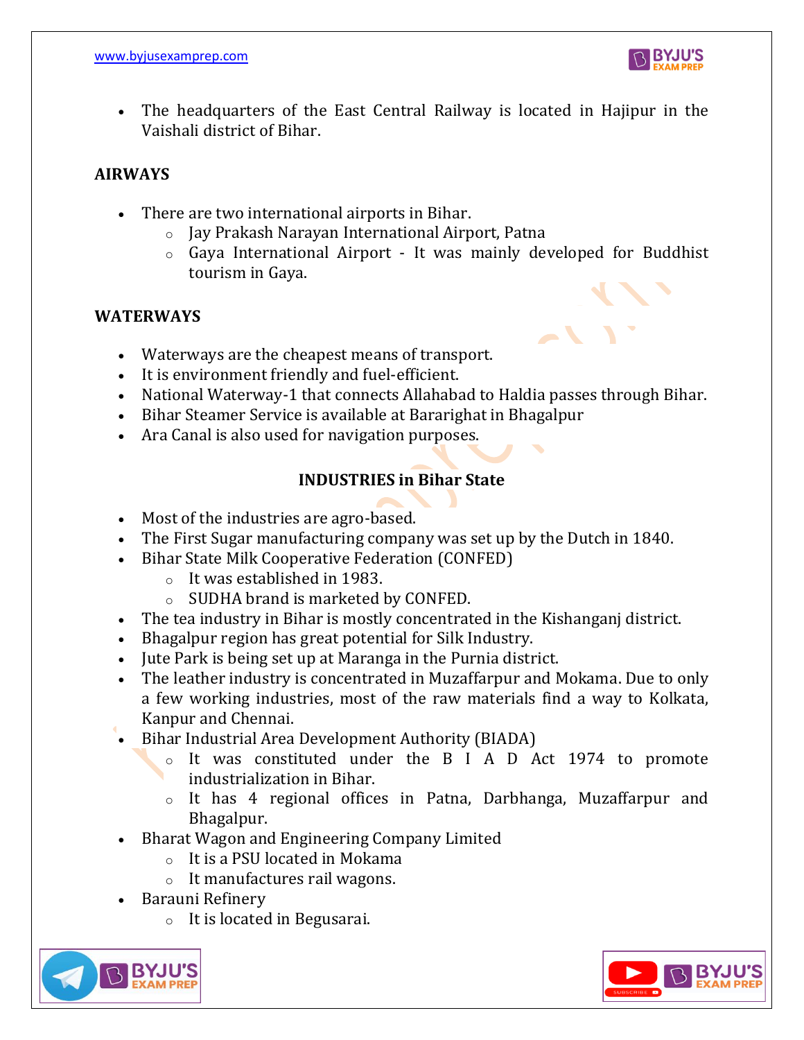- The headquarters of the East Central Railway is located in Hajipur in the Vaishali district of Bihar.

**AIRWAYS**

- There are two international airports in Bihar.
    - Jay Prakash Narayan International Airport, Patna
    - Gaya International Airport - It was mainly developed for Buddhist tourism in Gaya.

**WATERWAYS**

- Waterways are the cheapest means of transport.
- It is environment friendly and fuel-efficient.
- National Waterway-1 that connects Allahabad to Haldia passes through Bihar.
- Bihar Steamer Service is available at Bararighat in Bhagalpur
- Ara Canal is also used for navigation purposes.

## INDUSTRIES in Bihar State

- Most of the industries are agro-based.
- The First Sugar manufacturing company was set up by the Dutch in 1840.
- Bihar State Milk Cooperative Federation (CONFED)
    - It was established in 1983.
    - SUDHA brand is marketed by CONFED.
- The tea industry in Bihar is mostly concentrated in the Kishanganj district.
- Bhagalpur region has great potential for Silk Industry.
- Jute Park is being set up at Maranga in the Purnia district.
- The leather industry is concentrated in Muzaffarpur and Mokama. Due to only a few working industries, most of the raw materials find a way to Kolkata, Kanpur and Chennai.
- Bihar Industrial Area Development Authority (BIADA)
    - It was constituted under the B I A D Act 1974 to promote industrialization in Bihar.
    - It has 4 regional offices in Patna, Darbhanga, Muzaffarpur and Bhagalpur.
- Bharat Wagon and Engineering Company Limited
    - It is a PSU located in Mokama
    - It manufactures rail wagons.
- Barauni Refinery
    - It is located in Begusarai.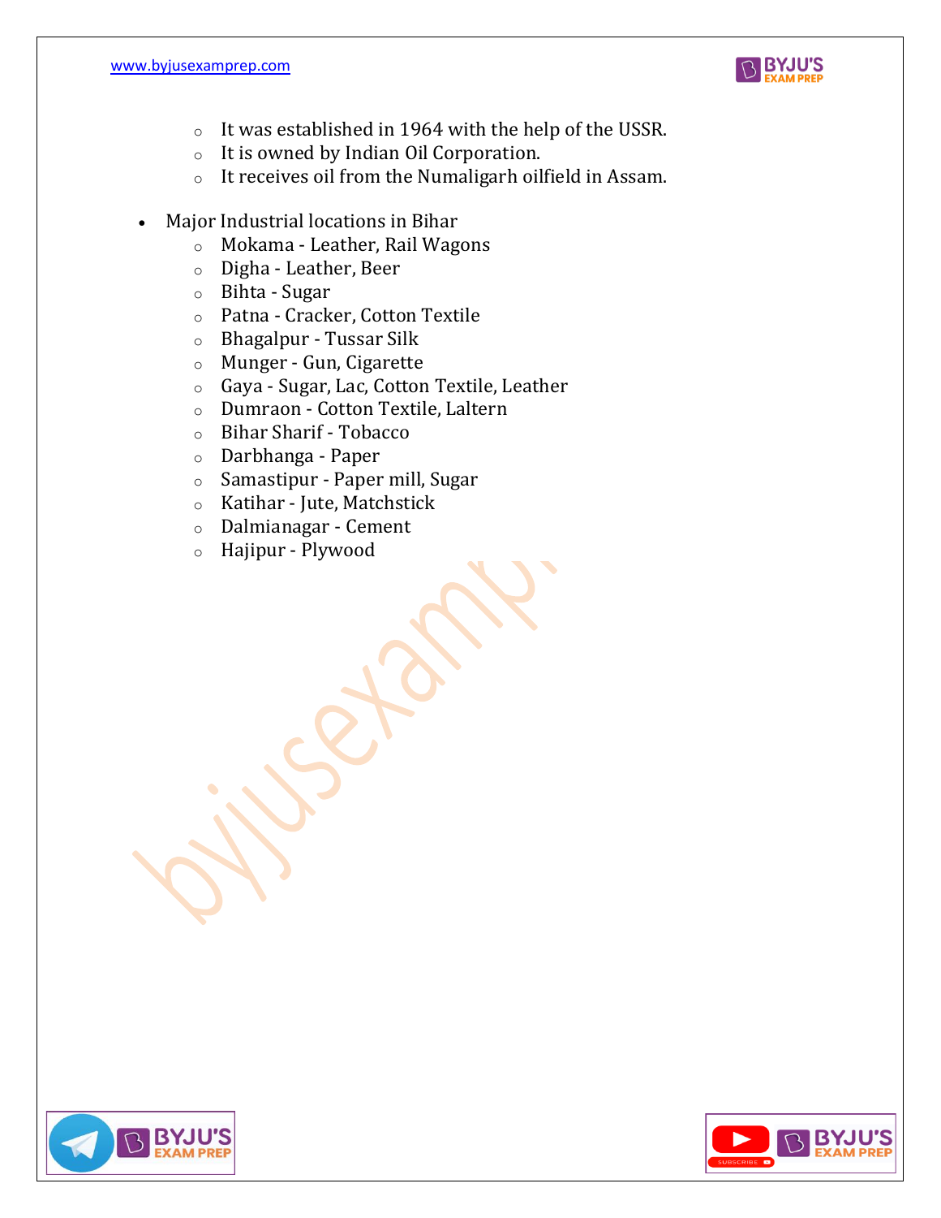- It was established in 1964 with the help of the USSR.
  - It is owned by Indian Oil Corporation.
  - It receives oil from the Numaligarh oilfield in Assam.

- Major Industrial locations in Bihar
  - Mokama - Leather, Rail Wagons
  - Digha - Leather, Beer
  - Bihta - Sugar
  - Patna - Cracker, Cotton Textile
  - Bhagalpur - Tussar Silk
  - Munger - Gun, Cigarette
  - Gaya - Sugar, Lac, Cotton Textile, Leather
  - Dumraon - Cotton Textile, Laltern
  - Bihar Sharif - Tobacco
  - Darbhanga - Paper
  - Samastipur - Paper mill, Sugar
  - Katihar - Jute, Matchstick
  - Dalmianagar - Cement
  - Hajipur - Plywood